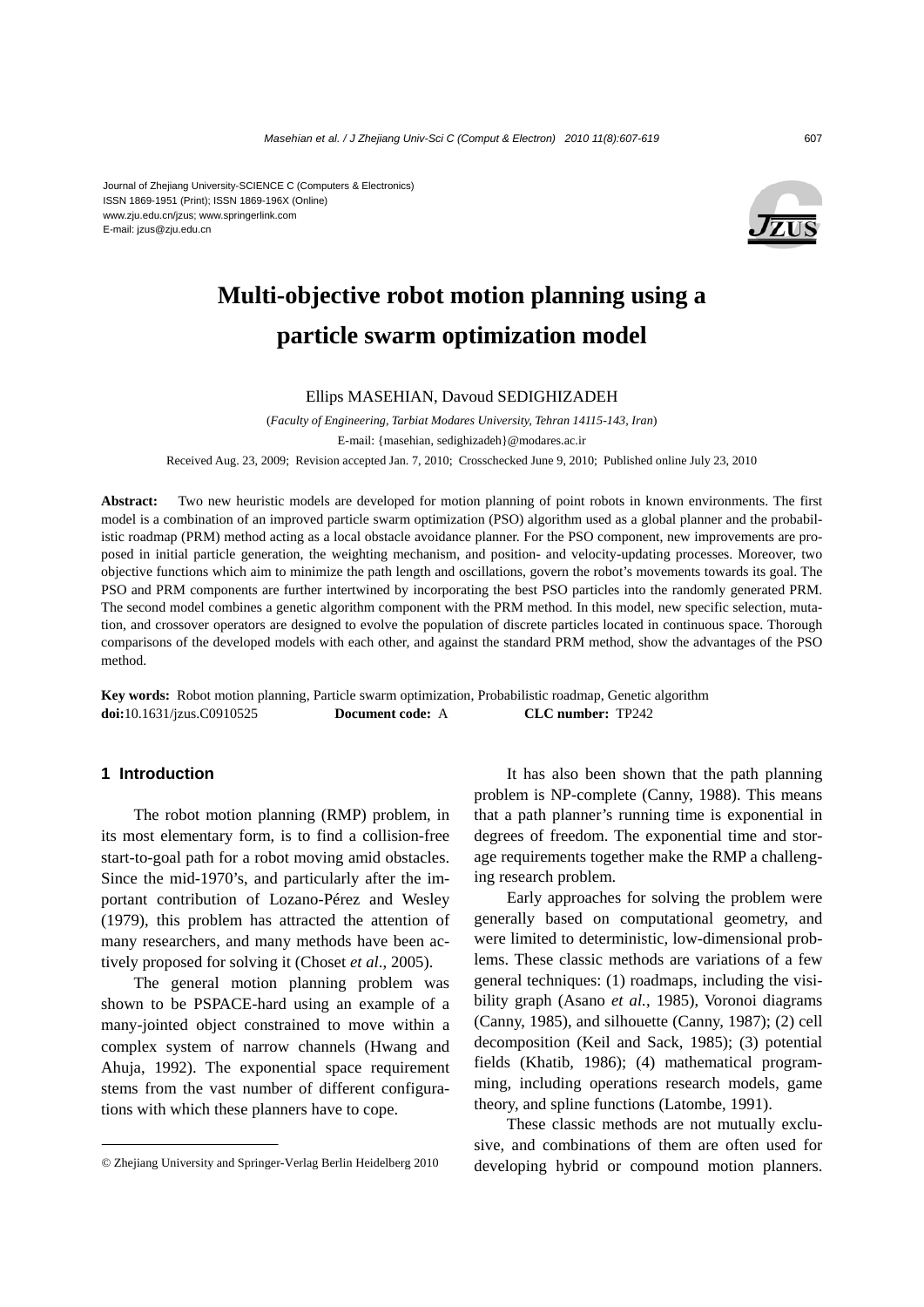Journal of Zhejiang University-SCIENCE C (Computers & Electronics)
ISSN 1869-1951 (Print); ISSN 1869-196X (Online)
www.zju.edu.cn/jzus; www.springerlink.com
E-mail: jzus@zju.edu.cn

# Multi-objective robot motion planning using a particle swarm optimization model

Ellips MASEHIAN, Davoud SEDIGHIZADEH

(*Faculty of Engineering, Tarbiat Modares University, Tehran 14115-143, Iran*)

E-mail: {masehian, sedighizadeh}@modares.ac.ir

Received Aug. 23, 2009; Revision accepted Jan. 7, 2010; Crosschecked June 9, 2010; Published online July 23, 2010

**Abstract:** Two new heuristic models are developed for motion planning of point robots in known environments. The first model is a combination of an improved particle swarm optimization (PSO) algorithm used as a global planner and the probabilistic roadmap (PRM) method acting as a local obstacle avoidance planner. For the PSO component, new improvements are proposed in initial particle generation, the weighting mechanism, and position- and velocity-updating processes. Moreover, two objective functions which aim to minimize the path length and oscillations, govern the robot's movements towards its goal. The PSO and PRM components are further intertwined by incorporating the best PSO particles into the randomly generated PRM. The second model combines a genetic algorithm component with the PRM method. In this model, new specific selection, mutation, and crossover operators are designed to evolve the population of discrete particles located in continuous space. Thorough comparisons of the developed models with each other, and against the standard PRM method, show the advantages of the PSO method.

**Key words:** Robot motion planning, Particle swarm optimization, Probabilistic roadmap, Genetic algorithm
**doi:**10.1631/jzus.C0910525 **Document code:** A **CLC number:** TP242

## 1 Introduction

The robot motion planning (RMP) problem, in its most elementary form, is to find a collision-free start-to-goal path for a robot moving amid obstacles. Since the mid-1970's, and particularly after the important contribution of Lozano-Pérez and Wesley (1979), this problem has attracted the attention of many researchers, and many methods have been actively proposed for solving it (Choset *et al*., 2005).

The general motion planning problem was shown to be PSPACE-hard using an example of a many-jointed object constrained to move within a complex system of narrow channels (Hwang and Ahuja, 1992). The exponential space requirement stems from the vast number of different configurations with which these planners have to cope.

It has also been shown that the path planning problem is NP-complete (Canny, 1988). This means that a path planner's running time is exponential in degrees of freedom. The exponential time and storage requirements together make the RMP a challenging research problem.

Early approaches for solving the problem were generally based on computational geometry, and were limited to deterministic, low-dimensional problems. These classic methods are variations of a few general techniques: (1) roadmaps, including the visibility graph (Asano *et al.*, 1985), Voronoi diagrams (Canny, 1985), and silhouette (Canny, 1987); (2) cell decomposition (Keil and Sack, 1985); (3) potential fields (Khatib, 1986); (4) mathematical programming, including operations research models, game theory, and spline functions (Latombe, 1991).

These classic methods are not mutually exclusive, and combinations of them are often used for developing hybrid or compound motion planners.

© Zhejiang University and Springer-Verlag Berlin Heidelberg 2010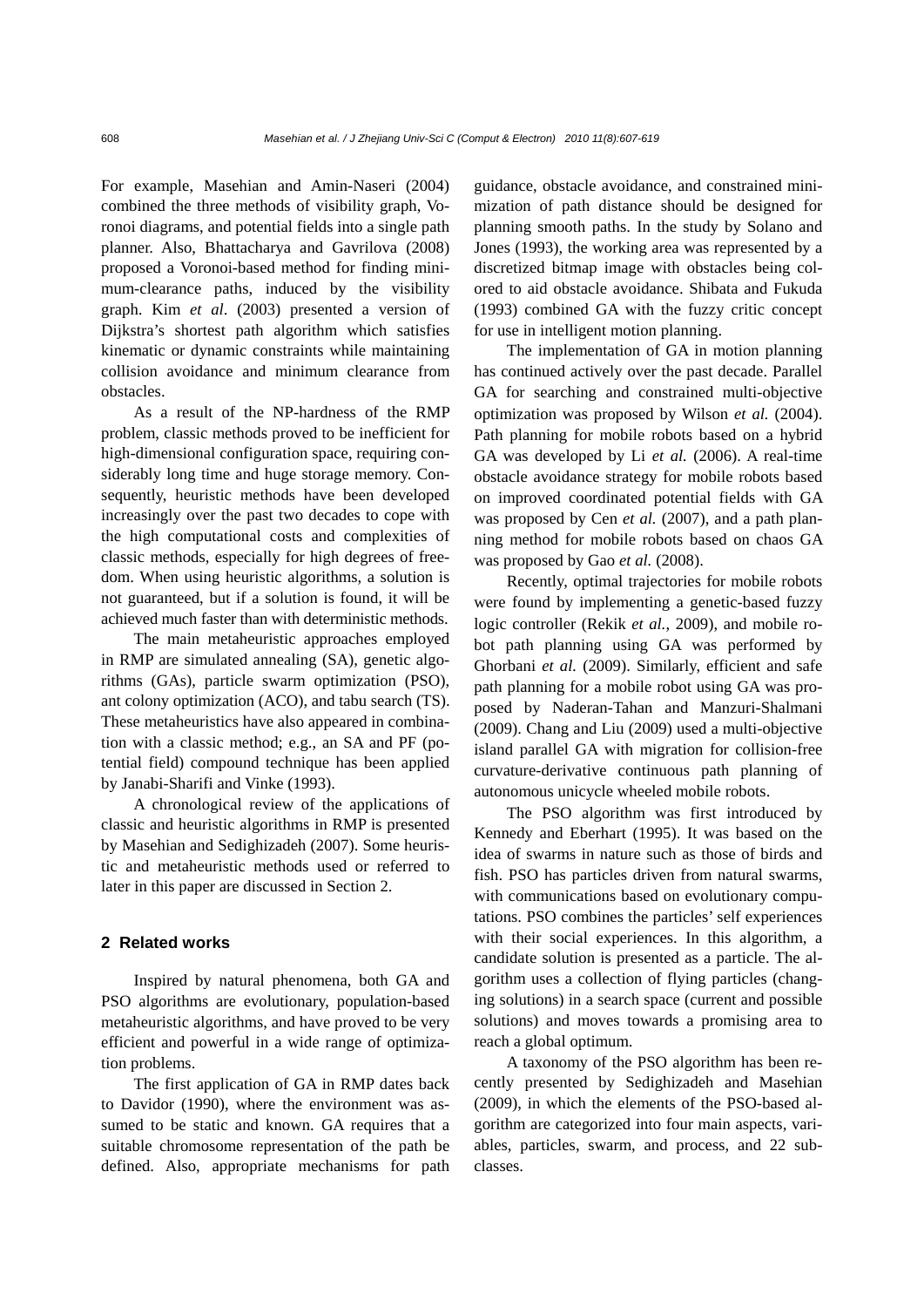For example, Masehian and Amin-Naseri (2004) combined the three methods of visibility graph, Voronoi diagrams, and potential fields into a single path planner. Also, Bhattacharya and Gavrilova (2008) proposed a Voronoi-based method for finding minimum-clearance paths, induced by the visibility graph. Kim *et al*. (2003) presented a version of Dijkstra's shortest path algorithm which satisfies kinematic or dynamic constraints while maintaining collision avoidance and minimum clearance from obstacles.

As a result of the NP-hardness of the RMP problem, classic methods proved to be inefficient for high-dimensional configuration space, requiring considerably long time and huge storage memory. Consequently, heuristic methods have been developed increasingly over the past two decades to cope with the high computational costs and complexities of classic methods, especially for high degrees of freedom. When using heuristic algorithms, a solution is not guaranteed, but if a solution is found, it will be achieved much faster than with deterministic methods.

The main metaheuristic approaches employed in RMP are simulated annealing (SA), genetic algorithms (GAs), particle swarm optimization (PSO), ant colony optimization (ACO), and tabu search (TS). These metaheuristics have also appeared in combination with a classic method; e.g., an SA and PF (potential field) compound technique has been applied by Janabi-Sharifi and Vinke (1993).

A chronological review of the applications of classic and heuristic algorithms in RMP is presented by Masehian and Sedighizadeh (2007). Some heuristic and metaheuristic methods used or referred to later in this paper are discussed in Section 2.

## 2 Related works

Inspired by natural phenomena, both GA and PSO algorithms are evolutionary, population-based metaheuristic algorithms, and have proved to be very efficient and powerful in a wide range of optimization problems.

The first application of GA in RMP dates back to Davidor (1990), where the environment was assumed to be static and known. GA requires that a suitable chromosome representation of the path be defined. Also, appropriate mechanisms for path guidance, obstacle avoidance, and constrained minimization of path distance should be designed for planning smooth paths. In the study by Solano and Jones (1993), the working area was represented by a discretized bitmap image with obstacles being colored to aid obstacle avoidance. Shibata and Fukuda (1993) combined GA with the fuzzy critic concept for use in intelligent motion planning.

The implementation of GA in motion planning has continued actively over the past decade. Parallel GA for searching and constrained multi-objective optimization was proposed by Wilson *et al.* (2004). Path planning for mobile robots based on a hybrid GA was developed by Li *et al.* (2006). A real-time obstacle avoidance strategy for mobile robots based on improved coordinated potential fields with GA was proposed by Cen *et al.* (2007), and a path planning method for mobile robots based on chaos GA was proposed by Gao *et al.* (2008).

Recently, optimal trajectories for mobile robots were found by implementing a genetic-based fuzzy logic controller (Rekik *et al.*, 2009), and mobile robot path planning using GA was performed by Ghorbani *et al.* (2009). Similarly, efficient and safe path planning for a mobile robot using GA was proposed by Naderan-Tahan and Manzuri-Shalmani (2009). Chang and Liu (2009) used a multi-objective island parallel GA with migration for collision-free curvature-derivative continuous path planning of autonomous unicycle wheeled mobile robots.

The PSO algorithm was first introduced by Kennedy and Eberhart (1995). It was based on the idea of swarms in nature such as those of birds and fish. PSO has particles driven from natural swarms, with communications based on evolutionary computations. PSO combines the particles' self experiences with their social experiences. In this algorithm, a candidate solution is presented as a particle. The algorithm uses a collection of flying particles (changing solutions) in a search space (current and possible solutions) and moves towards a promising area to reach a global optimum.

A taxonomy of the PSO algorithm has been recently presented by Sedighizadeh and Masehian (2009), in which the elements of the PSO-based algorithm are categorized into four main aspects, variables, particles, swarm, and process, and 22 subclasses.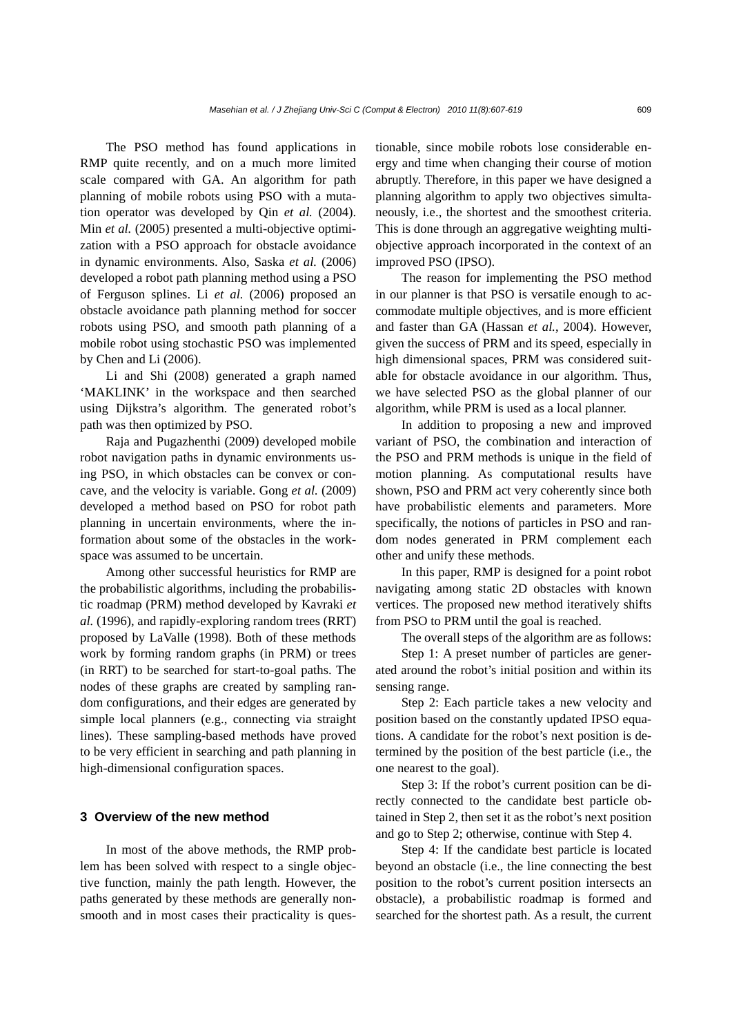The PSO method has found applications in RMP quite recently, and on a much more limited scale compared with GA. An algorithm for path planning of mobile robots using PSO with a mutation operator was developed by Qin *et al.* (2004). Min *et al.* (2005) presented a multi-objective optimization with a PSO approach for obstacle avoidance in dynamic environments. Also, Saska *et al.* (2006) developed a robot path planning method using a PSO of Ferguson splines. Li *et al.* (2006) proposed an obstacle avoidance path planning method for soccer robots using PSO, and smooth path planning of a mobile robot using stochastic PSO was implemented by Chen and Li (2006).

Li and Shi (2008) generated a graph named 'MAKLINK' in the workspace and then searched using Dijkstra's algorithm. The generated robot's path was then optimized by PSO.

Raja and Pugazhenthi (2009) developed mobile robot navigation paths in dynamic environments using PSO, in which obstacles can be convex or concave, and the velocity is variable. Gong *et al.* (2009) developed a method based on PSO for robot path planning in uncertain environments, where the information about some of the obstacles in the workspace was assumed to be uncertain.

Among other successful heuristics for RMP are the probabilistic algorithms, including the probabilistic roadmap (PRM) method developed by Kavraki *et al.* (1996), and rapidly-exploring random trees (RRT) proposed by LaValle (1998). Both of these methods work by forming random graphs (in PRM) or trees (in RRT) to be searched for start-to-goal paths. The nodes of these graphs are created by sampling random configurations, and their edges are generated by simple local planners (e.g., connecting via straight lines). These sampling-based methods have proved to be very efficient in searching and path planning in high-dimensional configuration spaces.

## 3 Overview of the new method

In most of the above methods, the RMP problem has been solved with respect to a single objective function, mainly the path length. However, the paths generated by these methods are generally non-smooth and in most cases their practicality is questionable, since mobile robots lose considerable energy and time when changing their course of motion abruptly. Therefore, in this paper we have designed a planning algorithm to apply two objectives simultaneously, i.e., the shortest and the smoothest criteria. This is done through an aggregative weighting multi-objective approach incorporated in the context of an improved PSO (IPSO).

The reason for implementing the PSO method in our planner is that PSO is versatile enough to accommodate multiple objectives, and is more efficient and faster than GA (Hassan *et al.*, 2004). However, given the success of PRM and its speed, especially in high dimensional spaces, PRM was considered suitable for obstacle avoidance in our algorithm. Thus, we have selected PSO as the global planner of our algorithm, while PRM is used as a local planner.

In addition to proposing a new and improved variant of PSO, the combination and interaction of the PSO and PRM methods is unique in the field of motion planning. As computational results have shown, PSO and PRM act very coherently since both have probabilistic elements and parameters. More specifically, the notions of particles in PSO and random nodes generated in PRM complement each other and unify these methods.

In this paper, RMP is designed for a point robot navigating among static 2D obstacles with known vertices. The proposed new method iteratively shifts from PSO to PRM until the goal is reached.

The overall steps of the algorithm are as follows:

Step 1: A preset number of particles are generated around the robot's initial position and within its sensing range.

Step 2: Each particle takes a new velocity and position based on the constantly updated IPSO equations. A candidate for the robot's next position is determined by the position of the best particle (i.e., the one nearest to the goal).

Step 3: If the robot's current position can be directly connected to the candidate best particle obtained in Step 2, then set it as the robot's next position and go to Step 2; otherwise, continue with Step 4.

Step 4: If the candidate best particle is located beyond an obstacle (i.e., the line connecting the best position to the robot's current position intersects an obstacle), a probabilistic roadmap is formed and searched for the shortest path. As a result, the current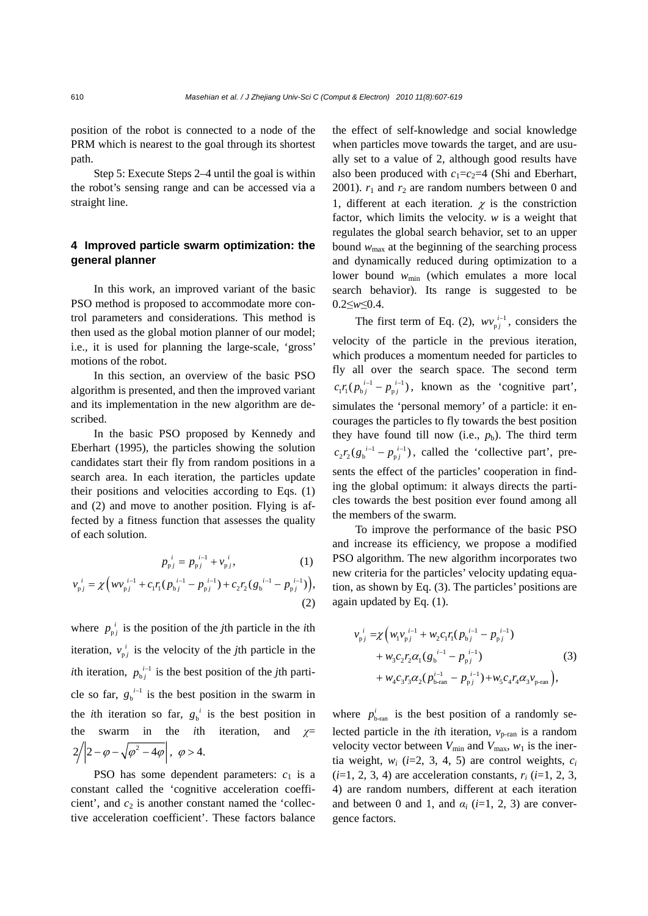position of the robot is connected to a node of the PRM which is nearest to the goal through its shortest path.

Step 5: Execute Steps 2–4 until the goal is within the robot's sensing range and can be accessed via a straight line.

## 4 Improved particle swarm optimization: the general planner

In this work, an improved variant of the basic PSO method is proposed to accommodate more control parameters and considerations. This method is then used as the global motion planner of our model; i.e., it is used for planning the large-scale, 'gross' motions of the robot.

In this section, an overview of the basic PSO algorithm is presented, and then the improved variant and its implementation in the new algorithm are described.

In the basic PSO proposed by Kennedy and Eberhart (1995), the particles showing the solution candidates start their fly from random positions in a search area. In each iteration, the particles update their positions and velocities according to Eqs. (1) and (2) and move to another position. Flying is affected by a fitness function that assesses the quality of each solution.

$$p_{\mathrm{p}j}^{\ i} = p_{\mathrm{p}j}^{\ i-1} + v_{\mathrm{p}j}^{\ i}, \tag{1}$$

$$v_{\mathrm{p}j}^{\ i} = \chi\left(wv_{\mathrm{p}j}^{\ i-1} + c_1r_1(p_{\mathrm{b}j}^{\ i-1} - p_{\mathrm{p}j}^{\ i-1}) + c_2r_2(g_{\mathrm{b}}^{\ i-1} - p_{\mathrm{p}j}^{\ i-1})\right), \tag{2}$$

where $p_{\mathrm{p}j}^{\ i}$ is the position of the $j$th particle in the $i$th iteration, $v_{\mathrm{p}j}^{\ i}$ is the velocity of the $j$th particle in the $i$th iteration, $p_{\mathrm{b}j}^{\ i-1}$ is the best position of the $j$th particle so far, $g_{\mathrm{b}}^{\ i-1}$ is the best position in the swarm in the $i$th iteration so far, $g_{\mathrm{b}}^{\ i}$ is the best position in the swarm in the $i$th iteration, and $\chi = 2\Big/\left|2-\varphi-\sqrt{\varphi^2-4\varphi}\right|,\ \varphi>4$.

PSO has some dependent parameters: $c_1$ is a constant called the 'cognitive acceleration coefficient', and $c_2$ is another constant named the 'collective acceleration coefficient'. These factors balance the effect of self-knowledge and social knowledge when particles move towards the target, and are usually set to a value of 2, although good results have also been produced with $c_1=c_2=4$ (Shi and Eberhart, 2001). $r_1$ and $r_2$ are random numbers between 0 and 1, different at each iteration. $\chi$ is the constriction factor, which limits the velocity. $w$ is a weight that regulates the global search behavior, set to an upper bound $w_{\max}$ at the beginning of the searching process and dynamically reduced during optimization to a lower bound $w_{\min}$ (which emulates a more local search behavior). Its range is suggested to be $0.2 \leq w \leq 0.4$.

The first term of Eq. (2), $wv_{\mathrm{p}j}^{\ i-1}$, considers the velocity of the particle in the previous iteration, which produces a momentum needed for particles to fly all over the search space. The second term $c_1r_1(p_{\mathrm{b}j}^{\ i-1} - p_{\mathrm{p}j}^{\ i-1})$, known as the 'cognitive part', simulates the 'personal memory' of a particle: it encourages the particles to fly towards the best position they have found till now (i.e., $p_{\mathrm{b}}$). The third term $c_2r_2(g_{\mathrm{b}}^{\ i-1} - p_{\mathrm{p}j}^{\ i-1})$, called the 'collective part', presents the effect of the particles' cooperation in finding the global optimum: it always directs the particles towards the best position ever found among all the members of the swarm.

To improve the performance of the basic PSO and increase its efficiency, we propose a modified PSO algorithm. The new algorithm incorporates two new criteria for the particles' velocity updating equation, as shown by Eq. (3). The particles' positions are again updated by Eq. (1).

$$\begin{aligned} v_{\mathrm{p}j}^{\ i} = \chi\Big( & w_1 v_{\mathrm{p}j}^{\ i-1} + w_2 c_1 r_1 (p_{\mathrm{b}j}^{\ i-1} - p_{\mathrm{p}j}^{\ i-1}) \\ & + w_3 c_2 r_2 \alpha_1 (g_{\mathrm{b}}^{\ i-1} - p_{\mathrm{p}j}^{\ i-1}) \\ & + w_4 c_3 r_3 \alpha_2 (p_{\text{b-ran}}^{i-1} - p_{\mathrm{p}j}^{\ i-1}) + w_5 c_4 r_4 \alpha_3 v_{\text{p-ran}} \Big), \end{aligned} \tag{3}$$

where $p_{\text{b-ran}}^{i}$ is the best position of a randomly selected particle in the $i$th iteration, $v_{\text{p-ran}}$ is a random velocity vector between $V_{\min}$ and $V_{\max}$, $w_1$ is the inertia weight, $w_i$ ($i$=2, 3, 4, 5) are control weights, $c_i$ ($i$=1, 2, 3, 4) are acceleration constants, $r_i$ ($i$=1, 2, 3, 4) are random numbers, different at each iteration and between 0 and 1, and $\alpha_i$ ($i$=1, 2, 3) are convergence factors.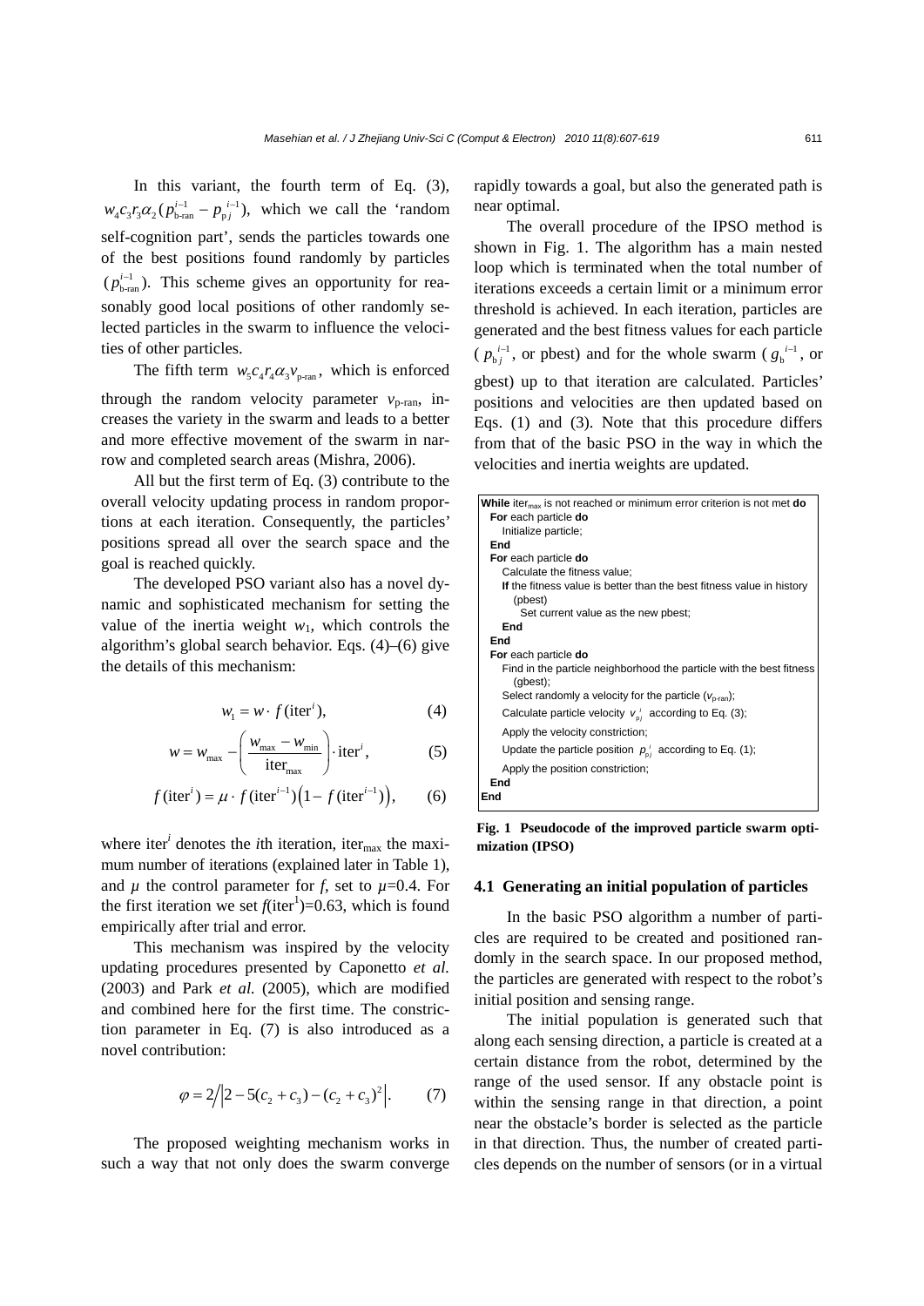In this variant, the fourth term of Eq. (3), $w_4 c_3 r_3 \alpha_2 (p_{\text{b-ran}}^{i-1} - p_{\text{p}j}^{i-1})$, which we call the 'random self-cognition part', sends the particles towards one of the best positions found randomly by particles $(p_{\text{b-ran}}^{i-1})$. This scheme gives an opportunity for reasonably good local positions of other randomly selected particles in the swarm to influence the velocities of other particles.

The fifth term $w_5 c_4 r_4 \alpha_3 v_{\text{p-ran}}$, which is enforced through the random velocity parameter $v_{\text{p-ran}}$, increases the variety in the swarm and leads to a better and more effective movement of the swarm in narrow and completed search areas (Mishra, 2006).

All but the first term of Eq. (3) contribute to the overall velocity updating process in random proportions at each iteration. Consequently, the particles' positions spread all over the search space and the goal is reached quickly.

The developed PSO variant also has a novel dynamic and sophisticated mechanism for setting the value of the inertia weight $w_1$, which controls the algorithm's global search behavior. Eqs. (4)–(6) give the details of this mechanism:

$$w_1 = w \cdot f(\text{iter}^i), \tag{4}$$

$$w = w_{\max} - \left( \frac{w_{\max} - w_{\min}}{\text{iter}_{\max}} \right) \cdot \text{iter}^i, \tag{5}$$

$$f(\text{iter}^i) = \mu \cdot f(\text{iter}^{i-1}) \left(1 - f(\text{iter}^{i-1})\right), \tag{6}$$

where $\text{iter}^i$ denotes the $i$th iteration, $\text{iter}_{\max}$ the maximum number of iterations (explained later in Table 1), and $\mu$ the control parameter for $f$, set to $\mu$=0.4. For the first iteration we set $f(\text{iter}^1)$=0.63, which is found empirically after trial and error.

This mechanism was inspired by the velocity updating procedures presented by Caponetto *et al.* (2003) and Park *et al.* (2005), which are modified and combined here for the first time. The constriction parameter in Eq. (7) is also introduced as a novel contribution:

$$\varphi = 2 \Big/ \left| 2 - 5(c_2 + c_3) - (c_2 + c_3)^2 \right|. \tag{7}$$

The proposed weighting mechanism works in such a way that not only does the swarm converge rapidly towards a goal, but also the generated path is near optimal.

The overall procedure of the IPSO method is shown in Fig. 1. The algorithm has a main nested loop which is terminated when the total number of iterations exceeds a certain limit or a minimum error threshold is achieved. In each iteration, particles are generated and the best fitness values for each particle ($p_{\text{b}j}^{i-1}$, or pbest) and for the whole swarm ($g_{\text{b}}^{i-1}$, or gbest) up to that iteration are calculated. Particles' positions and velocities are then updated based on Eqs. (1) and (3). Note that this procedure differs from that of the basic PSO in the way in which the velocities and inertia weights are updated.

```
While iter_max is not reached or minimum error criterion is not met do
  For each particle do
    Initialize particle;
  End
  For each particle do
    Calculate the fitness value;
    If the fitness value is better than the best fitness value in history
      (pbest)
        Set current value as the new pbest;
    End
  End
  For each particle do
    Find in the particle neighborhood the particle with the best fitness
      (gbest);
    Select randomly a velocity for the particle (v_p-ran);
    Calculate particle velocity v_pj^i according to Eq. (3);
    Apply the velocity constriction;
    Update the particle position p_pj^i according to Eq. (1);
    Apply the position constriction;
  End
End
```

**Fig. 1 Pseudocode of the improved particle swarm optimization (IPSO)**

### 4.1 Generating an initial population of particles

In the basic PSO algorithm a number of particles are required to be created and positioned randomly in the search space. In our proposed method, the particles are generated with respect to the robot's initial position and sensing range.

The initial population is generated such that along each sensing direction, a particle is created at a certain distance from the robot, determined by the range of the used sensor. If any obstacle point is within the sensing range in that direction, a point near the obstacle's border is selected as the particle in that direction. Thus, the number of created particles depends on the number of sensors (or in a virtual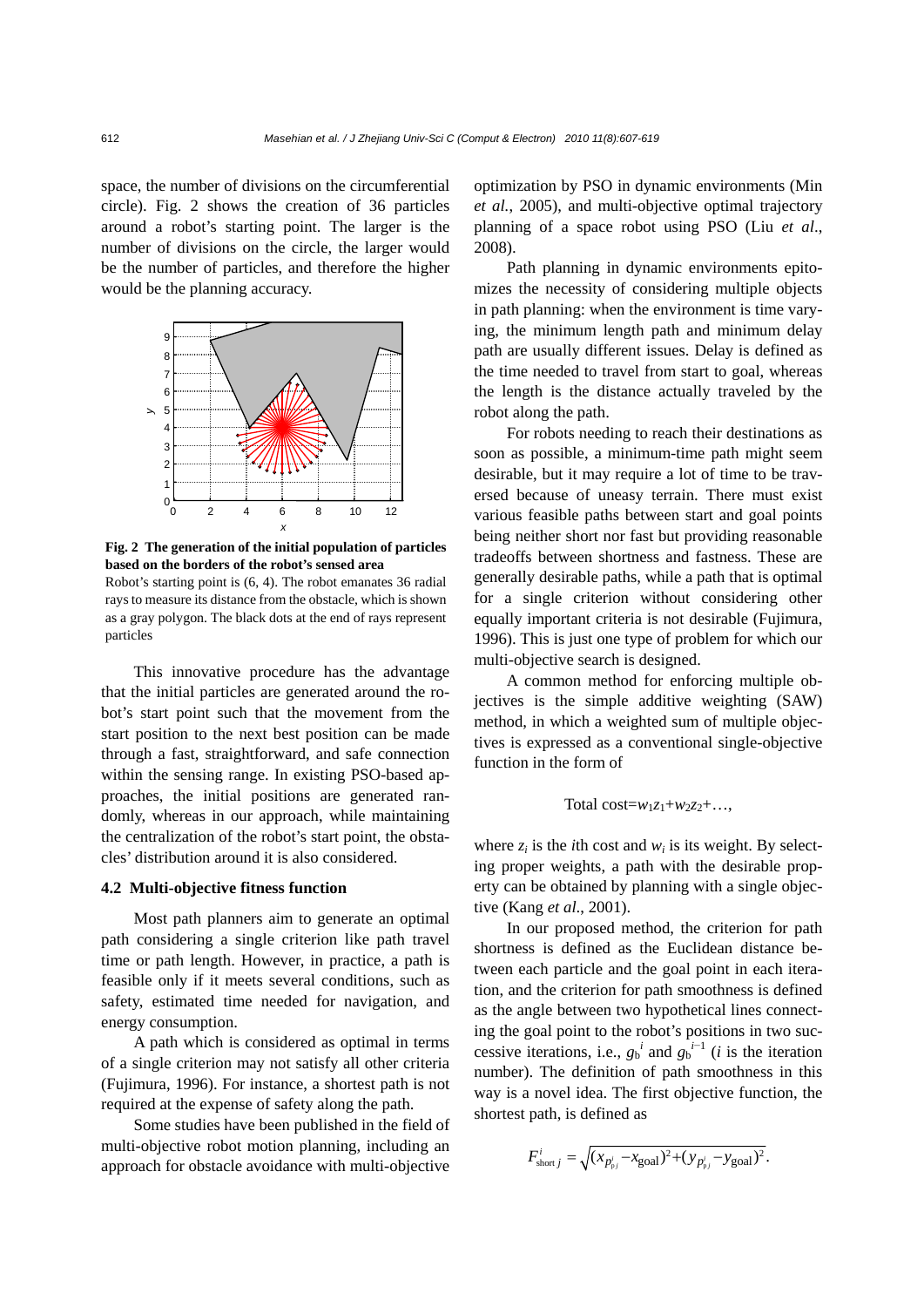space, the number of divisions on the circumferential circle). Fig. 2 shows the creation of 36 particles around a robot's starting point. The larger is the number of divisions on the circle, the larger would be the number of particles, and therefore the higher would be the planning accuracy.

9
8
7
6
5
4
3
2
1
0
y
0
2
4
6
8
10
12
x

**Fig. 2 The generation of the initial population of particles based on the borders of the robot's sensed area**

Robot's starting point is (6, 4). The robot emanates 36 radial rays to measure its distance from the obstacle, which is shown as a gray polygon. The black dots at the end of rays represent particles

This innovative procedure has the advantage that the initial particles are generated around the robot's start point such that the movement from the start position to the next best position can be made through a fast, straightforward, and safe connection within the sensing range. In existing PSO-based approaches, the initial positions are generated randomly, whereas in our approach, while maintaining the centralization of the robot's start point, the obstacles' distribution around it is also considered.

### 4.2 Multi-objective fitness function

Most path planners aim to generate an optimal path considering a single criterion like path travel time or path length. However, in practice, a path is feasible only if it meets several conditions, such as safety, estimated time needed for navigation, and energy consumption.

A path which is considered as optimal in terms of a single criterion may not satisfy all other criteria (Fujimura, 1996). For instance, a shortest path is not required at the expense of safety along the path.

Some studies have been published in the field of multi-objective robot motion planning, including an approach for obstacle avoidance with multi-objective optimization by PSO in dynamic environments (Min *et al.*, 2005), and multi-objective optimal trajectory planning of a space robot using PSO (Liu *et al.*, 2008).

Path planning in dynamic environments epitomizes the necessity of considering multiple objects in path planning: when the environment is time varying, the minimum length path and minimum delay path are usually different issues. Delay is defined as the time needed to travel from start to goal, whereas the length is the distance actually traveled by the robot along the path.

For robots needing to reach their destinations as soon as possible, a minimum-time path might seem desirable, but it may require a lot of time to be traversed because of uneasy terrain. There must exist various feasible paths between start and goal points being neither short nor fast but providing reasonable tradeoffs between shortness and fastness. These are generally desirable paths, while a path that is optimal for a single criterion without considering other equally important criteria is not desirable (Fujimura, 1996). This is just one type of problem for which our multi-objective search is designed.

A common method for enforcing multiple objectives is the simple additive weighting (SAW) method, in which a weighted sum of multiple objectives is expressed as a conventional single-objective function in the form of

$$\text{Total cost}=w_1z_1+w_2z_2+\dots,$$

where $z_i$ is the $i$th cost and $w_i$ is its weight. By selecting proper weights, a path with the desirable property can be obtained by planning with a single objective (Kang *et al.*, 2001).

In our proposed method, the criterion for path shortness is defined as the Euclidean distance between each particle and the goal point in each iteration, and the criterion for path smoothness is defined as the angle between two hypothetical lines connecting the goal point to the robot's positions in two successive iterations, i.e., $g_{\mathrm{b}}^{\,i}$ and $g_{\mathrm{b}}^{\,i-1}$ ($i$ is the iteration number). The definition of path smoothness in this way is a novel idea. The first objective function, the shortest path, is defined as

$$F_{\mathrm{short}\,j}^{i}=\sqrt{(x_{p_{\mathrm{p}_j}^{i}}-x_{\mathrm{goal}})^2+(y_{p_{\mathrm{p}_j}^{i}}-y_{\mathrm{goal}})^2}.$$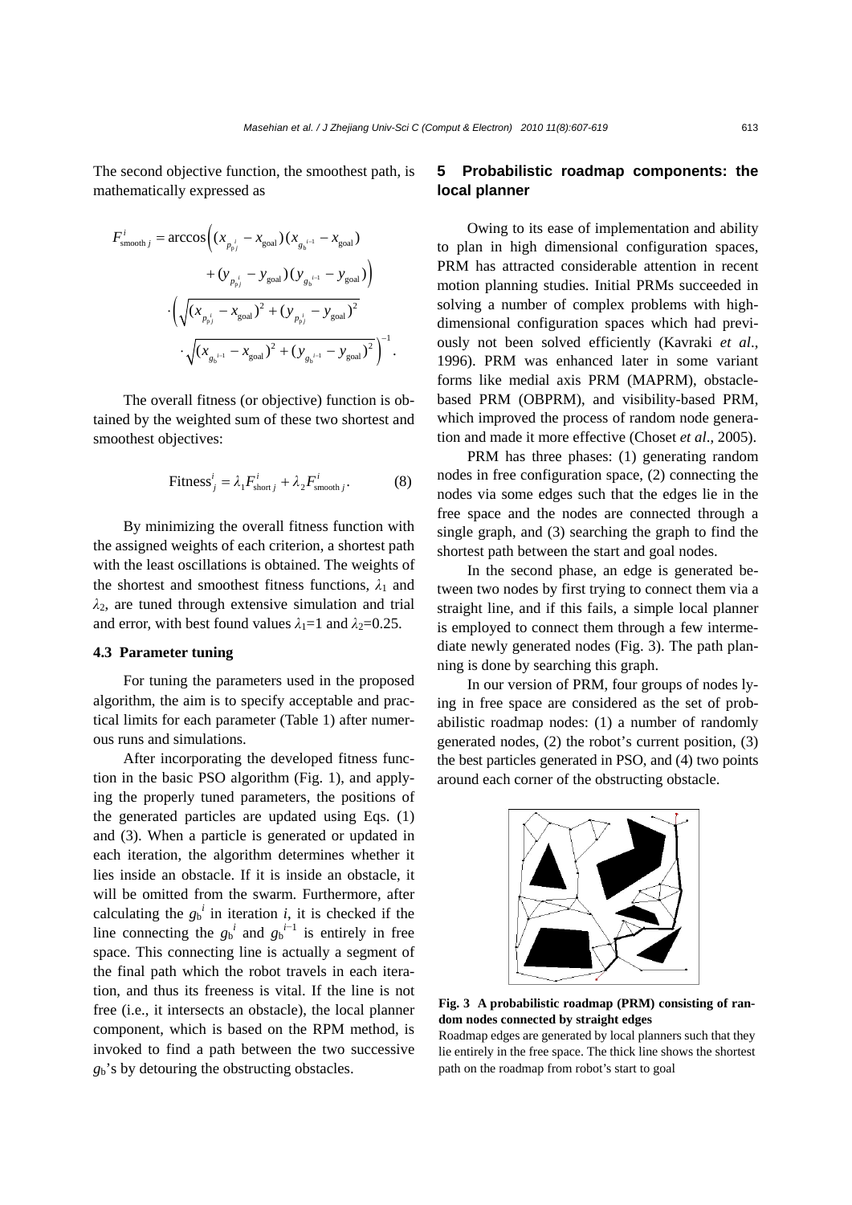The second objective function, the smoothest path, is mathematically expressed as

$$F_{\text{smooth}\,j}^{i} = \arccos\Big( (x_{p_{pj}^{i}} - x_{\text{goal}})(x_{g_{\text{b}}^{i-1}} - x_{\text{goal}}) + (y_{p_{pj}^{i}} - y_{\text{goal}})(y_{g_{\text{b}}^{i-1}} - y_{\text{goal}}) \Big) \cdot \left( \sqrt{(x_{p_{pj}^{i}} - x_{\text{goal}})^2 + (y_{p_{pj}^{i}} - y_{\text{goal}})^2} \cdot \sqrt{(x_{g_{\text{b}}^{i-1}} - x_{\text{goal}})^2 + (y_{g_{\text{b}}^{i-1}} - y_{\text{goal}})^2} \right)^{-1}.$$

The overall fitness (or objective) function is obtained by the weighted sum of these two shortest and smoothest objectives:

$$\text{Fitness}_j^i = \lambda_1 F_{\text{short}\,j}^{i} + \lambda_2 F_{\text{smooth}\,j}^{i}. \tag{8}$$

By minimizing the overall fitness function with the assigned weights of each criterion, a shortest path with the least oscillations is obtained. The weights of the shortest and smoothest fitness functions, $\lambda_1$ and $\lambda_2$, are tuned through extensive simulation and trial and error, with best found values $\lambda_1$=1 and $\lambda_2$=0.25.

### 4.3 Parameter tuning

For tuning the parameters used in the proposed algorithm, the aim is to specify acceptable and practical limits for each parameter (Table 1) after numerous runs and simulations.

After incorporating the developed fitness function in the basic PSO algorithm (Fig. 1), and applying the properly tuned parameters, the positions of the generated particles are updated using Eqs. (1) and (3). When a particle is generated or updated in each iteration, the algorithm determines whether it lies inside an obstacle. If it is inside an obstacle, it will be omitted from the swarm. Furthermore, after calculating the $g_\text{b}^i$ in iteration $i$, it is checked if the line connecting the $g_\text{b}^i$ and $g_\text{b}^{i-1}$ is entirely in free space. This connecting line is actually a segment of the final path which the robot travels in each iteration, and thus its freeness is vital. If the line is not free (i.e., it intersects an obstacle), the local planner component, which is based on the RPM method, is invoked to find a path between the two successive $g_\text{b}$'s by detouring the obstructing obstacles.

## 5 Probabilistic roadmap components: the local planner

Owing to its ease of implementation and ability to plan in high dimensional configuration spaces, PRM has attracted considerable attention in recent motion planning studies. Initial PRMs succeeded in solving a number of complex problems with high-dimensional configuration spaces which had previously not been solved efficiently (Kavraki *et al*., 1996). PRM was enhanced later in some variant forms like medial axis PRM (MAPRM), obstacle-based PRM (OBPRM), and visibility-based PRM, which improved the process of random node generation and made it more effective (Choset *et al*., 2005).

PRM has three phases: (1) generating random nodes in free configuration space, (2) connecting the nodes via some edges such that the edges lie in the free space and the nodes are connected through a single graph, and (3) searching the graph to find the shortest path between the start and goal nodes.

In the second phase, an edge is generated between two nodes by first trying to connect them via a straight line, and if this fails, a simple local planner is employed to connect them through a few intermediate newly generated nodes (Fig. 3). The path planning is done by searching this graph.

In our version of PRM, four groups of nodes lying in free space are considered as the set of probabilistic roadmap nodes: (1) a number of randomly generated nodes, (2) the robot's current position, (3) the best particles generated in PSO, and (4) two points around each corner of the obstructing obstacle.

**Fig. 3 A probabilistic roadmap (PRM) consisting of random nodes connected by straight edges**
Roadmap edges are generated by local planners such that they lie entirely in the free space. The thick line shows the shortest path on the roadmap from robot's start to goal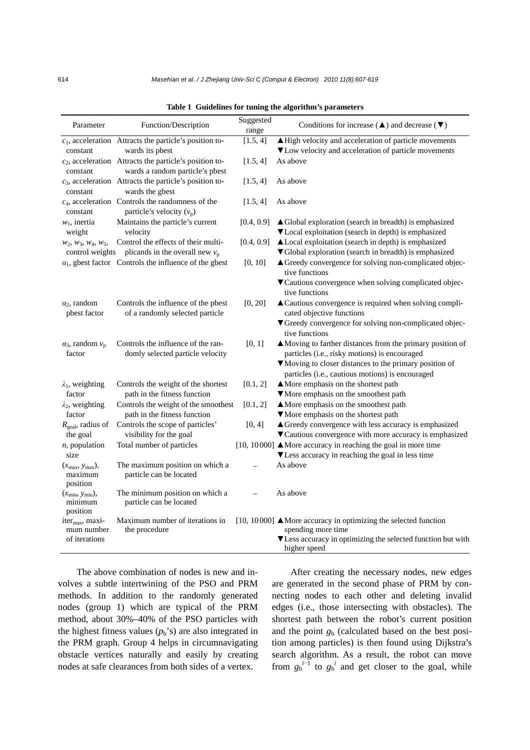**Table 1 Guidelines for tuning the algorithm's parameters**

| Parameter | Function/Description | Suggested range | Conditions for increase (▲) and decrease (▼) |
|---|---|---|---|
| $c_1$, acceleration constant | Attracts the particle's position towards its pbest | [1.5, 4] | ▲High velocity and acceleration of particle movements<br>▼Low velocity and acceleration of particle movements |
| $c_2$, acceleration constant | Attracts the particle's position towards a random particle's pbest | [1.5, 4] | As above |
| $c_3$, acceleration constant | Attracts the particle's position towards the gbest | [1.5, 4] | As above |
| $c_4$, acceleration constant | Controls the randomness of the particle's velocity ($v_p$) | [1.5, 4] | As above |
| $w_1$, inertia weight | Maintains the particle's current velocity | [0.4, 0.9] | ▲Global exploration (search in breadth) is emphasized<br>▼Local exploitation (search in depth) is emphasized |
| $w_2$, $w_3$, $w_4$, $w_5$, control weights | Control the effects of their multiplicands in the overall new $v_p$ | [0.4, 0.9] | ▲Local exploitation (search in depth) is emphasized<br>▼Global exploration (search in breadth) is emphasized |
| $\alpha_1$, gbest factor | Controls the influence of the gbest | [0, 10] | ▲Greedy convergence for solving non-complicated objective functions<br>▼Cautious convergence when solving complicated objective functions |
| $\alpha_2$, random pbest factor | Controls the influence of the pbest of a randomly selected particle | [0, 20] | ▲Cautious convergence is required when solving complicated objective functions<br>▼Greedy convergence for solving non-complicated objective functions |
| $\alpha_3$, random $v_p$ factor | Controls the influence of the randomly selected particle velocity | [0, 1] | ▲Moving to farther distances from the primary position of particles (i.e., risky motions) is encouraged<br>▼Moving to closer distances to the primary position of particles (i.e., cautious motions) is encouraged |
| $\lambda_1$, weighting factor | Controls the weight of the shortest path in the fitness function | [0.1, 2] | ▲More emphasis on the shortest path<br>▼More emphasis on the smoothest path |
| $\lambda_2$, weighting factor | Controls the weight of the smoothest path in the fitness function | [0.1, 2] | ▲More emphasis on the smoothest path<br>▼More emphasis on the shortest path |
| $R_{goal}$, radius of the goal | Controls the scope of particles' visibility for the goal | [0, 4] | ▲Greedy convergence with less accuracy is emphasized<br>▼Cautious convergence with more accuracy is emphasized |
| $n$, population size | Total number of particles | [10, 10000] | ▲More accuracy in reaching the goal in more time<br>▼Less accuracy in reaching the goal in less time |
| ($x_{max}$, $y_{max}$), maximum position | The maximum position on which a particle can be located | – | As above |
| ($x_{min}$, $y_{min}$), minimum position | The minimum position on which a particle can be located | – | As above |
| iter$_{max}$, maximum number of iterations | Maximum number of iterations in the procedure | [10, 10000] | ▲More accuracy in optimizing the selected function spending more time<br>▼Less accuracy in optimizing the selected function but with higher speed |

The above combination of nodes is new and involves a subtle intertwining of the PSO and PRM methods. In addition to the randomly generated nodes (group 1) which are typical of the PRM method, about 30%–40% of the PSO particles with the highest fitness values ($p_b$'s) are also integrated in the PRM graph. Group 4 helps in circumnavigating obstacle vertices naturally and easily by creating nodes at safe clearances from both sides of a vertex.

After creating the necessary nodes, new edges are generated in the second phase of PRM by connecting nodes to each other and deleting invalid edges (i.e., those intersecting with obstacles). The shortest path between the robot's current position and the point $g_b$ (calculated based on the best position among particles) is then found using Dijkstra's search algorithm. As a result, the robot can move from $g_b^{i-1}$ to $g_b^{i}$ and get closer to the goal, while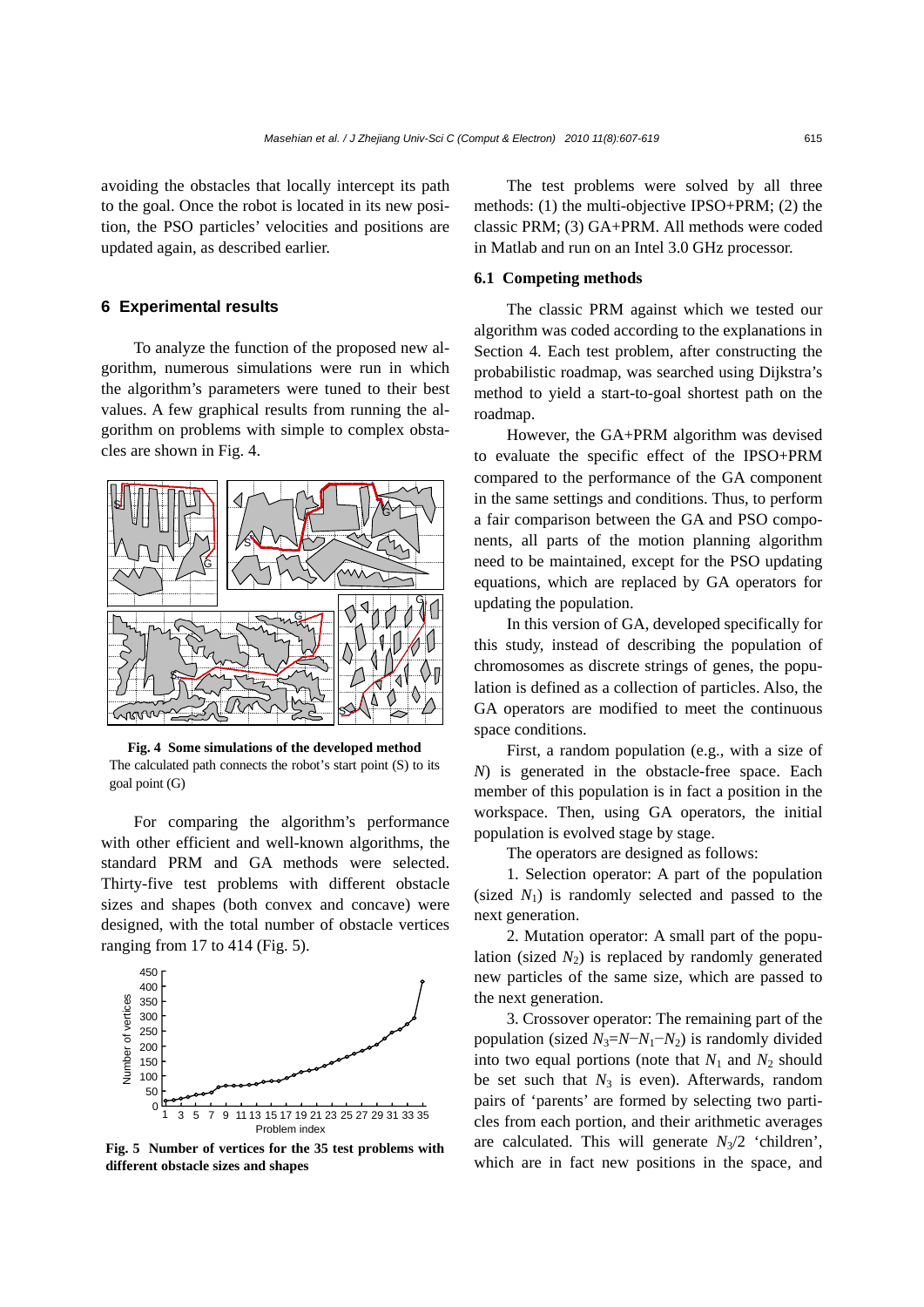avoiding the obstacles that locally intercept its path to the goal. Once the robot is located in its new position, the PSO particles' velocities and positions are updated again, as described earlier.

## 6 Experimental results

To analyze the function of the proposed new algorithm, numerous simulations were run in which the algorithm's parameters were tuned to their best values. A few graphical results from running the algorithm on problems with simple to complex obstacles are shown in Fig. 4.

**Fig. 4 Some simulations of the developed method**
The calculated path connects the robot's start point (S) to its goal point (G)

For comparing the algorithm's performance with other efficient and well-known algorithms, the standard PRM and GA methods were selected. Thirty-five test problems with different obstacle sizes and shapes (both convex and concave) were designed, with the total number of obstacle vertices ranging from 17 to 414 (Fig. 5).

**Fig. 5 Number of vertices for the 35 test problems with different obstacle sizes and shapes**

The test problems were solved by all three methods: (1) the multi-objective IPSO+PRM; (2) the classic PRM; (3) GA+PRM. All methods were coded in Matlab and run on an Intel 3.0 GHz processor.

### 6.1 Competing methods

The classic PRM against which we tested our algorithm was coded according to the explanations in Section 4. Each test problem, after constructing the probabilistic roadmap, was searched using Dijkstra's method to yield a start-to-goal shortest path on the roadmap.

However, the GA+PRM algorithm was devised to evaluate the specific effect of the IPSO+PRM compared to the performance of the GA component in the same settings and conditions. Thus, to perform a fair comparison between the GA and PSO components, all parts of the motion planning algorithm need to be maintained, except for the PSO updating equations, which are replaced by GA operators for updating the population.

In this version of GA, developed specifically for this study, instead of describing the population of chromosomes as discrete strings of genes, the population is defined as a collection of particles. Also, the GA operators are modified to meet the continuous space conditions.

First, a random population (e.g., with a size of $N$) is generated in the obstacle-free space. Each member of this population is in fact a position in the workspace. Then, using GA operators, the initial population is evolved stage by stage.

The operators are designed as follows:

1. Selection operator: A part of the population (sized $N_1$) is randomly selected and passed to the next generation.

2. Mutation operator: A small part of the population (sized $N_2$) is replaced by randomly generated new particles of the same size, which are passed to the next generation.

3. Crossover operator: The remaining part of the population (sized $N_3=N-N_1-N_2$) is randomly divided into two equal portions (note that $N_1$ and $N_2$ should be set such that $N_3$ is even). Afterwards, random pairs of 'parents' are formed by selecting two particles from each portion, and their arithmetic averages are calculated. This will generate $N_3/2$ 'children', which are in fact new positions in the space, and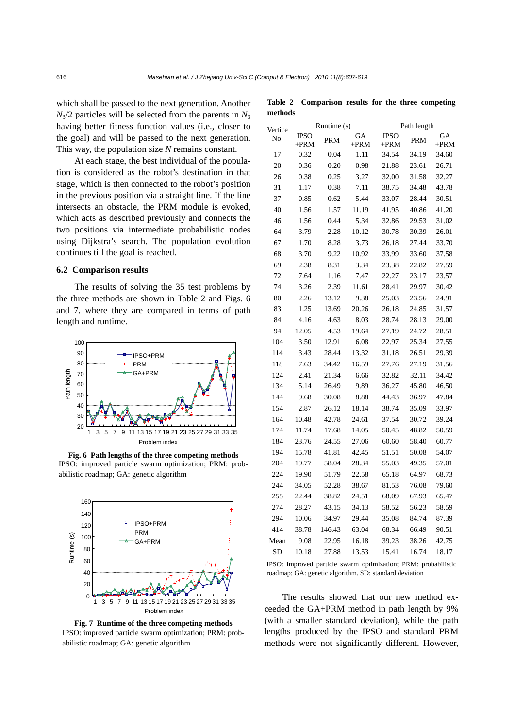which shall be passed to the next generation. Another $N_3/2$ particles will be selected from the parents in $N_3$ having better fitness function values (i.e., closer to the goal) and will be passed to the next generation. This way, the population size $N$ remains constant.

At each stage, the best individual of the population is considered as the robot's destination in that stage, which is then connected to the robot's position in the previous position via a straight line. If the line intersects an obstacle, the PRM module is evoked, which acts as described previously and connects the two positions via intermediate probabilistic nodes using Dijkstra's search. The population evolution continues till the goal is reached.

### 6.2 Comparison results

The results of solving the 35 test problems by the three methods are shown in Table 2 and Figs. 6 and 7, where they are compared in terms of path length and runtime.

**Fig. 6 Path lengths of the three competing methods**
IPSO: improved particle swarm optimization; PRM: probabilistic roadmap; GA: genetic algorithm

**Fig. 7 Runtime of the three competing methods**
IPSO: improved particle swarm optimization; PRM: probabilistic roadmap; GA: genetic algorithm

**Table 2 Comparison results for the three competing methods**

| Vertice No. | Runtime (s) | | | Path length | | |
|---|---|---|---|---|---|---|
| | IPSO +PRM | PRM | GA +PRM | IPSO +PRM | PRM | GA +PRM |
| 17 | 0.32 | 0.04 | 1.11 | 34.54 | 34.19 | 34.60 |
| 20 | 0.36 | 0.20 | 0.98 | 21.88 | 23.61 | 26.71 |
| 26 | 0.38 | 0.25 | 3.27 | 32.00 | 31.58 | 32.27 |
| 31 | 1.17 | 0.38 | 7.11 | 38.75 | 34.48 | 43.78 |
| 37 | 0.85 | 0.62 | 5.44 | 33.07 | 28.44 | 30.51 |
| 40 | 1.56 | 1.57 | 11.19 | 41.95 | 40.86 | 41.20 |
| 46 | 1.56 | 0.44 | 5.34 | 32.86 | 29.53 | 31.02 |
| 64 | 3.79 | 2.28 | 10.12 | 30.78 | 30.39 | 26.01 |
| 67 | 1.70 | 8.28 | 3.73 | 26.18 | 27.44 | 33.70 |
| 68 | 3.70 | 9.22 | 10.92 | 33.99 | 33.60 | 37.58 |
| 69 | 2.38 | 8.31 | 3.34 | 23.38 | 22.82 | 27.59 |
| 72 | 7.64 | 1.16 | 7.47 | 22.27 | 23.17 | 23.57 |
| 74 | 3.26 | 2.39 | 11.61 | 28.41 | 29.97 | 30.42 |
| 80 | 2.26 | 13.12 | 9.38 | 25.03 | 23.56 | 24.91 |
| 83 | 1.25 | 13.69 | 20.26 | 26.18 | 24.85 | 31.57 |
| 84 | 4.16 | 4.63 | 8.03 | 28.74 | 28.13 | 29.00 |
| 94 | 12.05 | 4.53 | 19.64 | 27.19 | 24.72 | 28.51 |
| 104 | 3.50 | 12.91 | 6.08 | 22.97 | 25.34 | 27.55 |
| 114 | 3.43 | 28.44 | 13.32 | 31.18 | 26.51 | 29.39 |
| 118 | 7.63 | 34.42 | 16.59 | 27.76 | 27.19 | 31.56 |
| 124 | 2.41 | 21.34 | 6.66 | 32.82 | 32.11 | 34.42 |
| 134 | 5.14 | 26.49 | 9.89 | 36.27 | 45.80 | 46.50 |
| 144 | 9.68 | 30.08 | 8.88 | 44.43 | 36.97 | 47.84 |
| 154 | 2.87 | 26.12 | 18.14 | 38.74 | 35.09 | 33.97 |
| 164 | 10.48 | 42.78 | 24.61 | 37.54 | 30.72 | 39.24 |
| 174 | 11.74 | 17.68 | 14.05 | 50.45 | 48.82 | 50.59 |
| 184 | 23.76 | 24.55 | 27.06 | 60.60 | 58.40 | 60.77 |
| 194 | 15.78 | 41.81 | 42.45 | 51.51 | 50.08 | 54.07 |
| 204 | 19.77 | 58.04 | 28.34 | 55.03 | 49.35 | 57.01 |
| 224 | 19.90 | 51.79 | 22.58 | 65.18 | 64.97 | 68.73 |
| 244 | 34.05 | 52.28 | 38.67 | 81.53 | 76.08 | 79.60 |
| 255 | 22.44 | 38.82 | 24.51 | 68.09 | 67.93 | 65.47 |
| 274 | 28.27 | 43.15 | 34.13 | 58.52 | 56.23 | 58.59 |
| 294 | 10.06 | 34.97 | 29.44 | 35.08 | 84.74 | 87.39 |
| 414 | 38.78 | 146.43 | 63.04 | 68.34 | 66.49 | 90.51 |
| Mean | 9.08 | 22.95 | 16.18 | 39.23 | 38.26 | 42.75 |
| SD | 10.18 | 27.88 | 13.53 | 15.41 | 16.74 | 18.17 |

IPSO: improved particle swarm optimization; PRM: probabilistic roadmap; GA: genetic algorithm. SD: standard deviation

The results showed that our new method exceeded the GA+PRM method in path length by 9% (with a smaller standard deviation), while the path lengths produced by the IPSO and standard PRM methods were not significantly different. However,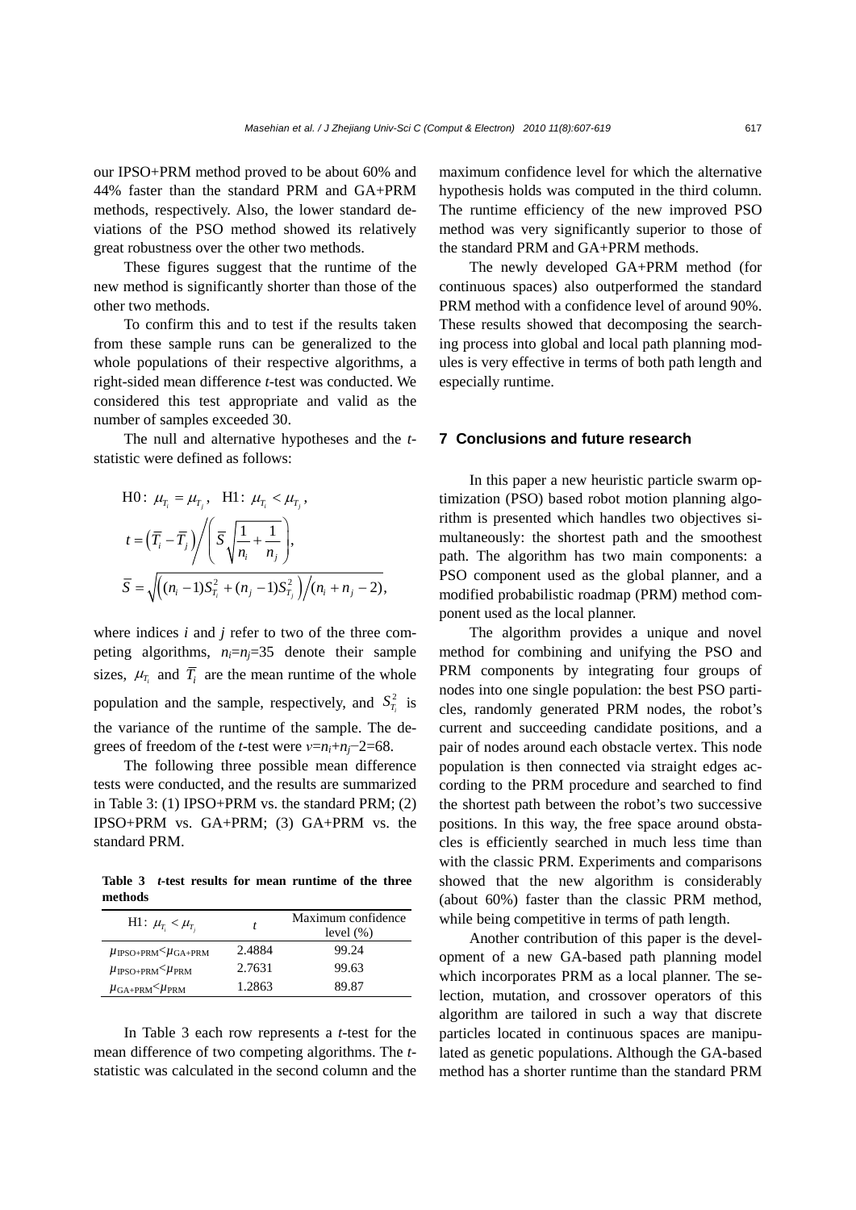our IPSO+PRM method proved to be about 60% and 44% faster than the standard PRM and GA+PRM methods, respectively. Also, the lower standard deviations of the PSO method showed its relatively great robustness over the other two methods.

These figures suggest that the runtime of the new method is significantly shorter than those of the other two methods.

To confirm this and to test if the results taken from these sample runs can be generalized to the whole populations of their respective algorithms, a right-sided mean difference *t*-test was conducted. We considered this test appropriate and valid as the number of samples exceeded 30.

The null and alternative hypotheses and the *t*-statistic were defined as follows:

$$\text{H0: } \mu_{T_i} = \mu_{T_j}, \quad \text{H1: } \mu_{T_i} < \mu_{T_j},$$

$$t = \left(\overline{T}_i - \overline{T}_j\right) \Bigg/ \left( \overline{S} \sqrt{\frac{1}{n_i} + \frac{1}{n_j}} \right),$$

$$\overline{S} = \sqrt{\left((n_i - 1)S_{T_i}^2 + (n_j - 1)S_{T_j}^2\right) \Big/ (n_i + n_j - 2)},$$

where indices *i* and *j* refer to two of the three competing algorithms, $n_i = n_j = 35$ denote their sample sizes, $\mu_{T_i}$ and $\overline{T}_i$ are the mean runtime of the whole population and the sample, respectively, and $S_{T_i}^2$ is the variance of the runtime of the sample. The degrees of freedom of the *t*-test were $v = n_i + n_j - 2 = 68$.

The following three possible mean difference tests were conducted, and the results are summarized in Table 3: (1) IPSO+PRM vs. the standard PRM; (2) IPSO+PRM vs. GA+PRM; (3) GA+PRM vs. the standard PRM.

**Table 3 *t*-test results for mean runtime of the three methods**

| H1: $\mu_{T_i} < \mu_{T_j}$ | $t$ | Maximum confidence level (%) |
|---|---|---|
| $\mu_{\text{IPSO+PRM}} < \mu_{\text{GA+PRM}}$ | 2.4884 | 99.24 |
| $\mu_{\text{IPSO+PRM}} < \mu_{\text{PRM}}$ | 2.7631 | 99.63 |
| $\mu_{\text{GA+PRM}} < \mu_{\text{PRM}}$ | 1.2863 | 89.87 |

In Table 3 each row represents a *t*-test for the mean difference of two competing algorithms. The *t*-statistic was calculated in the second column and the maximum confidence level for which the alternative hypothesis holds was computed in the third column. The runtime efficiency of the new improved PSO method was very significantly superior to those of the standard PRM and GA+PRM methods.

The newly developed GA+PRM method (for continuous spaces) also outperformed the standard PRM method with a confidence level of around 90%. These results showed that decomposing the searching process into global and local path planning modules is very effective in terms of both path length and especially runtime.

## 7 Conclusions and future research

In this paper a new heuristic particle swarm optimization (PSO) based robot motion planning algorithm is presented which handles two objectives simultaneously: the shortest path and the smoothest path. The algorithm has two main components: a PSO component used as the global planner, and a modified probabilistic roadmap (PRM) method component used as the local planner.

The algorithm provides a unique and novel method for combining and unifying the PSO and PRM components by integrating four groups of nodes into one single population: the best PSO particles, randomly generated PRM nodes, the robot's current and succeeding candidate positions, and a pair of nodes around each obstacle vertex. This node population is then connected via straight edges according to the PRM procedure and searched to find the shortest path between the robot's two successive positions. In this way, the free space around obstacles is efficiently searched in much less time than with the classic PRM. Experiments and comparisons showed that the new algorithm is considerably (about 60%) faster than the classic PRM method, while being competitive in terms of path length.

Another contribution of this paper is the development of a new GA-based path planning model which incorporates PRM as a local planner. The selection, mutation, and crossover operators of this algorithm are tailored in such a way that discrete particles located in continuous spaces are manipulated as genetic populations. Although the GA-based method has a shorter runtime than the standard PRM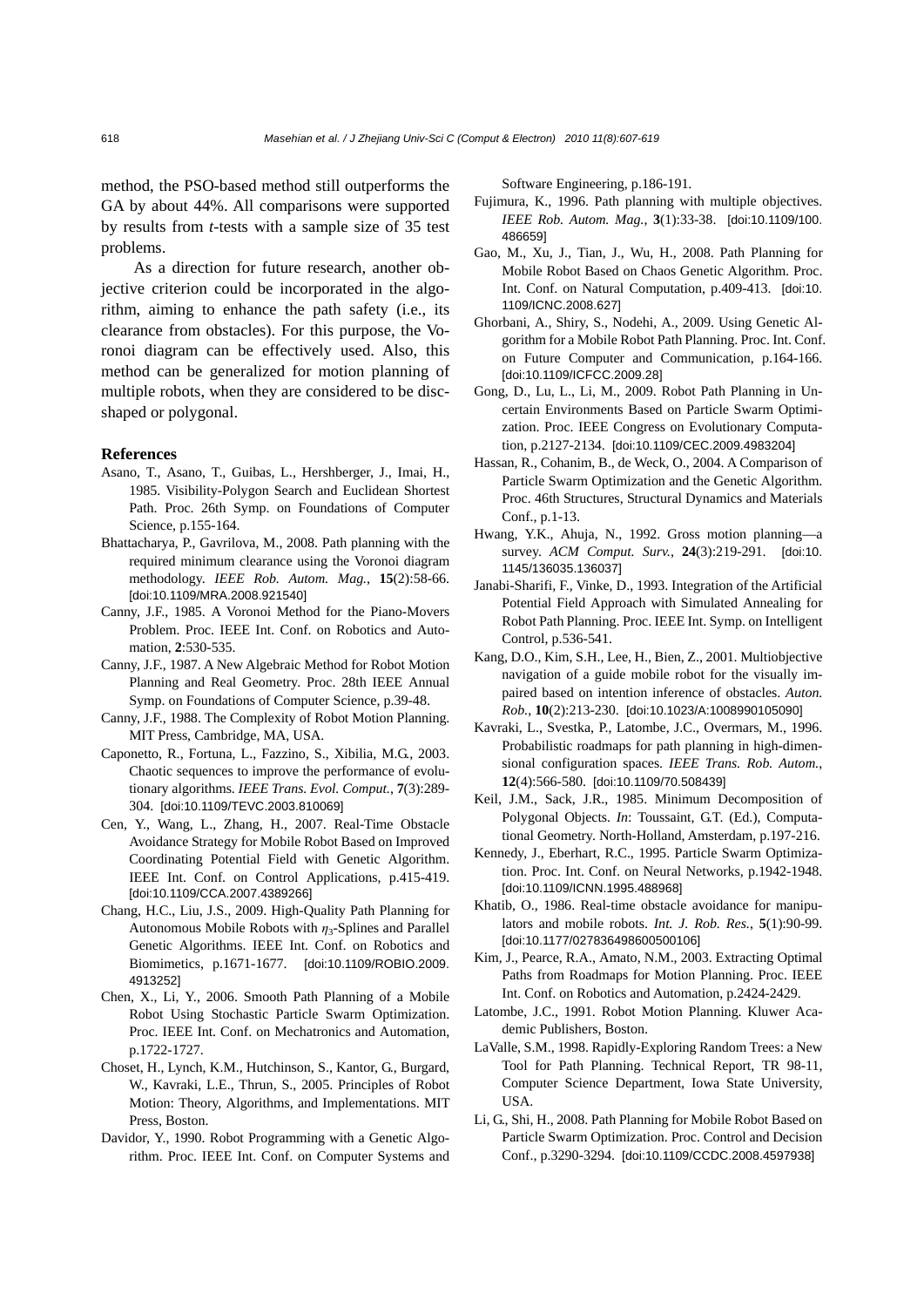method, the PSO-based method still outperforms the GA by about 44%. All comparisons were supported by results from *t*-tests with a sample size of 35 test problems.

As a direction for future research, another objective criterion could be incorporated in the algorithm, aiming to enhance the path safety (i.e., its clearance from obstacles). For this purpose, the Voronoi diagram can be effectively used. Also, this method can be generalized for motion planning of multiple robots, when they are considered to be disc-shaped or polygonal.

## References

Asano, T., Asano, T., Guibas, L., Hershberger, J., Imai, H., 1985. Visibility-Polygon Search and Euclidean Shortest Path. Proc. 26th Symp. on Foundations of Computer Science, p.155-164.

Bhattacharya, P., Gavrilova, M., 2008. Path planning with the required minimum clearance using the Voronoi diagram methodology. *IEEE Rob. Autom. Mag.*, **15**(2):58-66. [doi:10.1109/MRA.2008.921540]

Canny, J.F., 1985. A Voronoi Method for the Piano-Movers Problem. Proc. IEEE Int. Conf. on Robotics and Automation, **2**:530-535.

Canny, J.F., 1987. A New Algebraic Method for Robot Motion Planning and Real Geometry. Proc. 28th IEEE Annual Symp. on Foundations of Computer Science, p.39-48.

Canny, J.F., 1988. The Complexity of Robot Motion Planning. MIT Press, Cambridge, MA, USA.

Caponetto, R., Fortuna, L., Fazzino, S., Xibilia, M.G., 2003. Chaotic sequences to improve the performance of evolutionary algorithms. *IEEE Trans. Evol. Comput.*, **7**(3):289-304. [doi:10.1109/TEVC.2003.810069]

Cen, Y., Wang, L., Zhang, H., 2007. Real-Time Obstacle Avoidance Strategy for Mobile Robot Based on Improved Coordinating Potential Field with Genetic Algorithm. IEEE Int. Conf. on Control Applications, p.415-419. [doi:10.1109/CCA.2007.4389266]

Chang, H.C., Liu, J.S., 2009. High-Quality Path Planning for Autonomous Mobile Robots with $\eta_3$-Splines and Parallel Genetic Algorithms. IEEE Int. Conf. on Robotics and Biomimetics, p.1671-1677. [doi:10.1109/ROBIO.2009.4913252]

Chen, X., Li, Y., 2006. Smooth Path Planning of a Mobile Robot Using Stochastic Particle Swarm Optimization. Proc. IEEE Int. Conf. on Mechatronics and Automation, p.1722-1727.

Choset, H., Lynch, K.M., Hutchinson, S., Kantor, G., Burgard, W., Kavraki, L.E., Thrun, S., 2005. Principles of Robot Motion: Theory, Algorithms, and Implementations. MIT Press, Boston.

Davidor, Y., 1990. Robot Programming with a Genetic Algorithm. Proc. IEEE Int. Conf. on Computer Systems and Software Engineering, p.186-191.

Fujimura, K., 1996. Path planning with multiple objectives. *IEEE Rob. Autom. Mag.*, **3**(1):33-38. [doi:10.1109/100.486659]

Gao, M., Xu, J., Tian, J., Wu, H., 2008. Path Planning for Mobile Robot Based on Chaos Genetic Algorithm. Proc. Int. Conf. on Natural Computation, p.409-413. [doi:10.1109/ICNC.2008.627]

Ghorbani, A., Shiry, S., Nodehi, A., 2009. Using Genetic Algorithm for a Mobile Robot Path Planning. Proc. Int. Conf. on Future Computer and Communication, p.164-166. [doi:10.1109/ICFCC.2009.28]

Gong, D., Lu, L., Li, M., 2009. Robot Path Planning in Uncertain Environments Based on Particle Swarm Optimization. Proc. IEEE Congress on Evolutionary Computation, p.2127-2134. [doi:10.1109/CEC.2009.4983204]

Hassan, R., Cohanim, B., de Weck, O., 2004. A Comparison of Particle Swarm Optimization and the Genetic Algorithm. Proc. 46th Structures, Structural Dynamics and Materials Conf., p.1-13.

Hwang, Y.K., Ahuja, N., 1992. Gross motion planning—a survey. *ACM Comput. Surv.*, **24**(3):219-291. [doi:10.1145/136035.136037]

Janabi-Sharifi, F., Vinke, D., 1993. Integration of the Artificial Potential Field Approach with Simulated Annealing for Robot Path Planning. Proc. IEEE Int. Symp. on Intelligent Control, p.536-541.

Kang, D.O., Kim, S.H., Lee, H., Bien, Z., 2001. Multiobjective navigation of a guide mobile robot for the visually impaired based on intention inference of obstacles. *Auton. Rob.*, **10**(2):213-230. [doi:10.1023/A:1008990105090]

Kavraki, L., Svestka, P., Latombe, J.C., Overmars, M., 1996. Probabilistic roadmaps for path planning in high-dimensional configuration spaces. *IEEE Trans. Rob. Autom.*, **12**(4):566-580. [doi:10.1109/70.508439]

Keil, J.M., Sack, J.R., 1985. Minimum Decomposition of Polygonal Objects. *In*: Toussaint, G.T. (Ed.), Computational Geometry. North-Holland, Amsterdam, p.197-216.

Kennedy, J., Eberhart, R.C., 1995. Particle Swarm Optimization. Proc. Int. Conf. on Neural Networks, p.1942-1948. [doi:10.1109/ICNN.1995.488968]

Khatib, O., 1986. Real-time obstacle avoidance for manipulators and mobile robots. *Int. J. Rob. Res.*, **5**(1):90-99. [doi:10.1177/027836498600500106]

Kim, J., Pearce, R.A., Amato, N.M., 2003. Extracting Optimal Paths from Roadmaps for Motion Planning. Proc. IEEE Int. Conf. on Robotics and Automation, p.2424-2429.

Latombe, J.C., 1991. Robot Motion Planning. Kluwer Academic Publishers, Boston.

LaValle, S.M., 1998. Rapidly-Exploring Random Trees: a New Tool for Path Planning. Technical Report, TR 98-11, Computer Science Department, Iowa State University, USA.

Li, G., Shi, H., 2008. Path Planning for Mobile Robot Based on Particle Swarm Optimization. Proc. Control and Decision Conf., p.3290-3294. [doi:10.1109/CCDC.2008.4597938]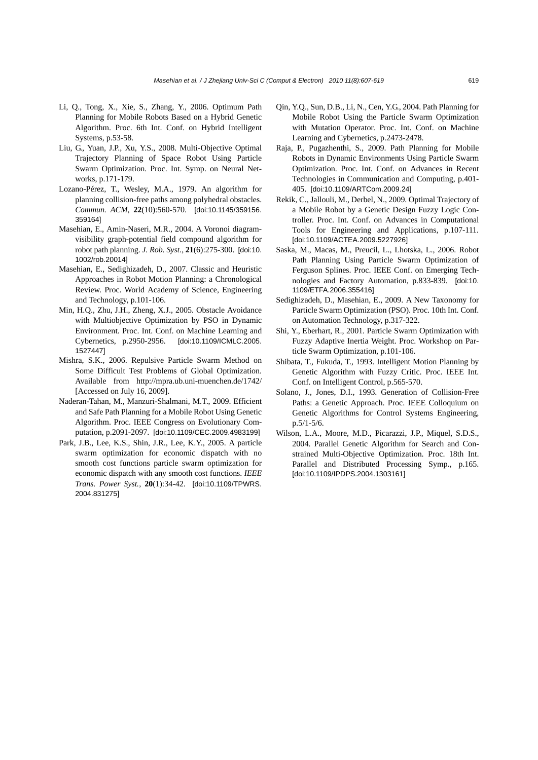Li, Q., Tong, X., Xie, S., Zhang, Y., 2006. Optimum Path Planning for Mobile Robots Based on a Hybrid Genetic Algorithm. Proc. 6th Int. Conf. on Hybrid Intelligent Systems, p.53-58.

Liu, G., Yuan, J.P., Xu, Y.S., 2008. Multi-Objective Optimal Trajectory Planning of Space Robot Using Particle Swarm Optimization. Proc. Int. Symp. on Neural Networks, p.171-179.

Lozano-Pérez, T., Wesley, M.A., 1979. An algorithm for planning collision-free paths among polyhedral obstacles. *Commun. ACM*, **22**(10):560-570. [doi:10.1145/359156.359164]

Masehian, E., Amin-Naseri, M.R., 2004. A Voronoi diagram-visibility graph-potential field compound algorithm for robot path planning. *J. Rob. Syst.*, **21**(6):275-300. [doi:10.1002/rob.20014]

Masehian, E., Sedighizadeh, D., 2007. Classic and Heuristic Approaches in Robot Motion Planning: a Chronological Review. Proc. World Academy of Science, Engineering and Technology, p.101-106.

Min, H.Q., Zhu, J.H., Zheng, X.J., 2005. Obstacle Avoidance with Multiobjective Optimization by PSO in Dynamic Environment. Proc. Int. Conf. on Machine Learning and Cybernetics, p.2950-2956. [doi:10.1109/ICMLC.2005.1527447]

Mishra, S.K., 2006. Repulsive Particle Swarm Method on Some Difficult Test Problems of Global Optimization. Available from http://mpra.ub.uni-muenchen.de/1742/ [Accessed on July 16, 2009].

Naderan-Tahan, M., Manzuri-Shalmani, M.T., 2009. Efficient and Safe Path Planning for a Mobile Robot Using Genetic Algorithm. Proc. IEEE Congress on Evolutionary Computation, p.2091-2097. [doi:10.1109/CEC.2009.4983199]

Park, J.B., Lee, K.S., Shin, J.R., Lee, K.Y., 2005. A particle swarm optimization for economic dispatch with no smooth cost functions particle swarm optimization for economic dispatch with any smooth cost functions. *IEEE Trans. Power Syst.*, **20**(1):34-42. [doi:10.1109/TPWRS.2004.831275]

Qin, Y.Q., Sun, D.B., Li, N., Cen, Y.G., 2004. Path Planning for Mobile Robot Using the Particle Swarm Optimization with Mutation Operator. Proc. Int. Conf. on Machine Learning and Cybernetics, p.2473-2478.

Raja, P., Pugazhenthi, S., 2009. Path Planning for Mobile Robots in Dynamic Environments Using Particle Swarm Optimization. Proc. Int. Conf. on Advances in Recent Technologies in Communication and Computing, p.401-405. [doi:10.1109/ARTCom.2009.24]

Rekik, C., Jallouli, M., Derbel, N., 2009. Optimal Trajectory of a Mobile Robot by a Genetic Design Fuzzy Logic Controller. Proc. Int. Conf. on Advances in Computational Tools for Engineering and Applications, p.107-111. [doi:10.1109/ACTEA.2009.5227926]

Saska, M., Macas, M., Preucil, L., Lhotska, L., 2006. Robot Path Planning Using Particle Swarm Optimization of Ferguson Splines. Proc. IEEE Conf. on Emerging Technologies and Factory Automation, p.833-839. [doi:10.1109/ETFA.2006.355416]

Sedighizadeh, D., Masehian, E., 2009. A New Taxonomy for Particle Swarm Optimization (PSO). Proc. 10th Int. Conf. on Automation Technology, p.317-322.

Shi, Y., Eberhart, R., 2001. Particle Swarm Optimization with Fuzzy Adaptive Inertia Weight. Proc. Workshop on Particle Swarm Optimization, p.101-106.

Shibata, T., Fukuda, T., 1993. Intelligent Motion Planning by Genetic Algorithm with Fuzzy Critic. Proc. IEEE Int. Conf. on Intelligent Control, p.565-570.

Solano, J., Jones, D.I., 1993. Generation of Collision-Free Paths: a Genetic Approach. Proc. IEEE Colloquium on Genetic Algorithms for Control Systems Engineering, p.5/1-5/6.

Wilson, L.A., Moore, M.D., Picarazzi, J.P., Miquel, S.D.S., 2004. Parallel Genetic Algorithm for Search and Constrained Multi-Objective Optimization. Proc. 18th Int. Parallel and Distributed Processing Symp., p.165. [doi:10.1109/IPDPS.2004.1303161]